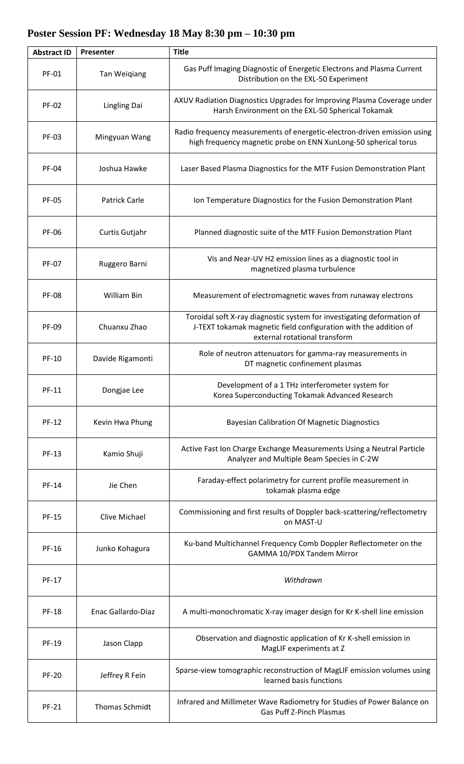## Poster Session PF: Wednesday 18 May 8:30 pm – 10:30 pm

| Abstract ID | Presenter | Title |
|---|---|---|
| PF-01 | Tan Weiqiang | Gas Puff Imaging Diagnostic of Energetic Electrons and Plasma Current Distribution on the EXL-50 Experiment |
| PF-02 | Lingling Dai | AXUV Radiation Diagnostics Upgrades for Improving Plasma Coverage under Harsh Environment on the EXL-50 Spherical Tokamak |
| PF-03 | Mingyuan Wang | Radio frequency measurements of energetic-electron-driven emission using high frequency magnetic probe on ENN XunLong-50 spherical torus |
| PF-04 | Joshua Hawke | Laser Based Plasma Diagnostics for the MTF Fusion Demonstration Plant |
| PF-05 | Patrick Carle | Ion Temperature Diagnostics for the Fusion Demonstration Plant |
| PF-06 | Curtis Gutjahr | Planned diagnostic suite of the MTF Fusion Demonstration Plant |
| PF-07 | Ruggero Barni | Vis and Near-UV H2 emission lines as a diagnostic tool in magnetized plasma turbulence |
| PF-08 | William Bin | Measurement of electromagnetic waves from runaway electrons |
| PF-09 | Chuanxu Zhao | Toroidal soft X-ray diagnostic system for investigating deformation of J-TEXT tokamak magnetic field configuration with the addition of external rotational transform |
| PF-10 | Davide Rigamonti | Role of neutron attenuators for gamma-ray measurements in DT magnetic confinement plasmas |
| PF-11 | Dongjae Lee | Development of a 1 THz interferometer system for Korea Superconducting Tokamak Advanced Research |
| PF-12 | Kevin Hwa Phung | Bayesian Calibration Of Magnetic Diagnostics |
| PF-13 | Kamio Shuji | Active Fast Ion Charge Exchange Measurements Using a Neutral Particle Analyzer and Multiple Beam Species in C-2W |
| PF-14 | Jie Chen | Faraday-effect polarimetry for current profile measurement in tokamak plasma edge |
| PF-15 | Clive Michael | Commissioning and first results of Doppler back-scattering/reflectometry on MAST-U |
| PF-16 | Junko Kohagura | Ku-band Multichannel Frequency Comb Doppler Reflectometer on the GAMMA 10/PDX Tandem Mirror |
| PF-17 | | *Withdrawn* |
| PF-18 | Enac Gallardo-Diaz | A multi-monochromatic X-ray imager design for Kr K-shell line emission |
| PF-19 | Jason Clapp | Observation and diagnostic application of Kr K-shell emission in MagLIF experiments at Z |
| PF-20 | Jeffrey R Fein | Sparse-view tomographic reconstruction of MagLIF emission volumes using learned basis functions |
| PF-21 | Thomas Schmidt | Infrared and Millimeter Wave Radiometry for Studies of Power Balance on Gas Puff Z-Pinch Plasmas |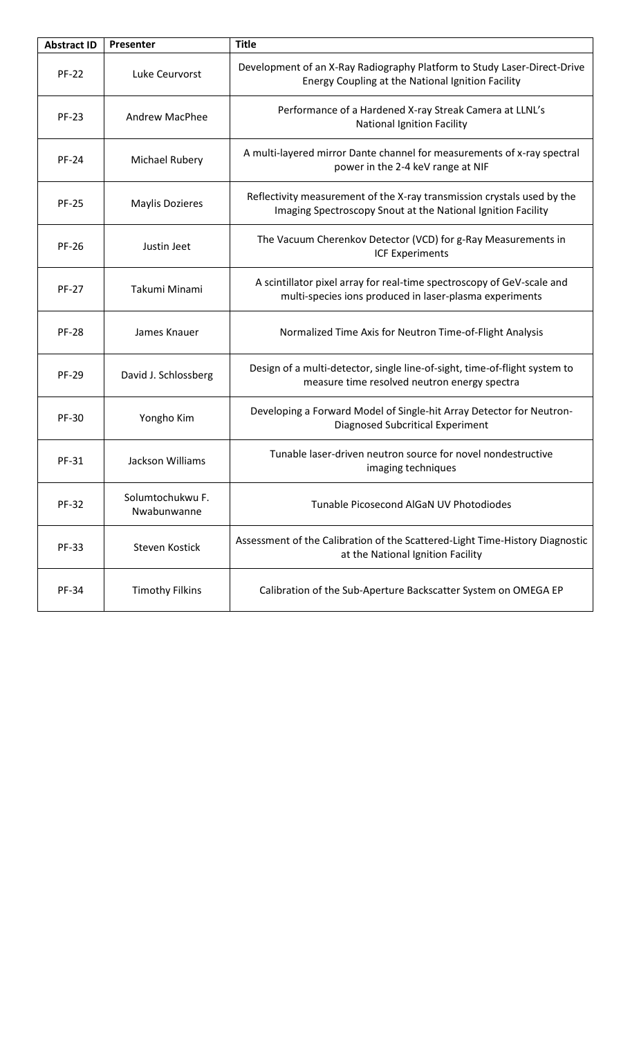| Abstract ID | Presenter | Title |
| --- | --- | --- |
| PF-22 | Luke Ceurvorst | Development of an X-Ray Radiography Platform to Study Laser-Direct-Drive Energy Coupling at the National Ignition Facility |
| PF-23 | Andrew MacPhee | Performance of a Hardened X-ray Streak Camera at LLNL's National Ignition Facility |
| PF-24 | Michael Rubery | A multi-layered mirror Dante channel for measurements of x-ray spectral power in the 2-4 keV range at NIF |
| PF-25 | Maylis Dozieres | Reflectivity measurement of the X-ray transmission crystals used by the Imaging Spectroscopy Snout at the National Ignition Facility |
| PF-26 | Justin Jeet | The Vacuum Cherenkov Detector (VCD) for g-Ray Measurements in ICF Experiments |
| PF-27 | Takumi Minami | A scintillator pixel array for real-time spectroscopy of GeV-scale and multi-species ions produced in laser-plasma experiments |
| PF-28 | James Knauer | Normalized Time Axis for Neutron Time-of-Flight Analysis |
| PF-29 | David J. Schlossberg | Design of a multi-detector, single line-of-sight, time-of-flight system to measure time resolved neutron energy spectra |
| PF-30 | Yongho Kim | Developing a Forward Model of Single-hit Array Detector for Neutron-Diagnosed Subcritical Experiment |
| PF-31 | Jackson Williams | Tunable laser-driven neutron source for novel nondestructive imaging techniques |
| PF-32 | Solumtochukwu F. Nwabunwanne | Tunable Picosecond AlGaN UV Photodiodes |
| PF-33 | Steven Kostick | Assessment of the Calibration of the Scattered-Light Time-History Diagnostic at the National Ignition Facility |
| PF-34 | Timothy Filkins | Calibration of the Sub-Aperture Backscatter System on OMEGA EP |